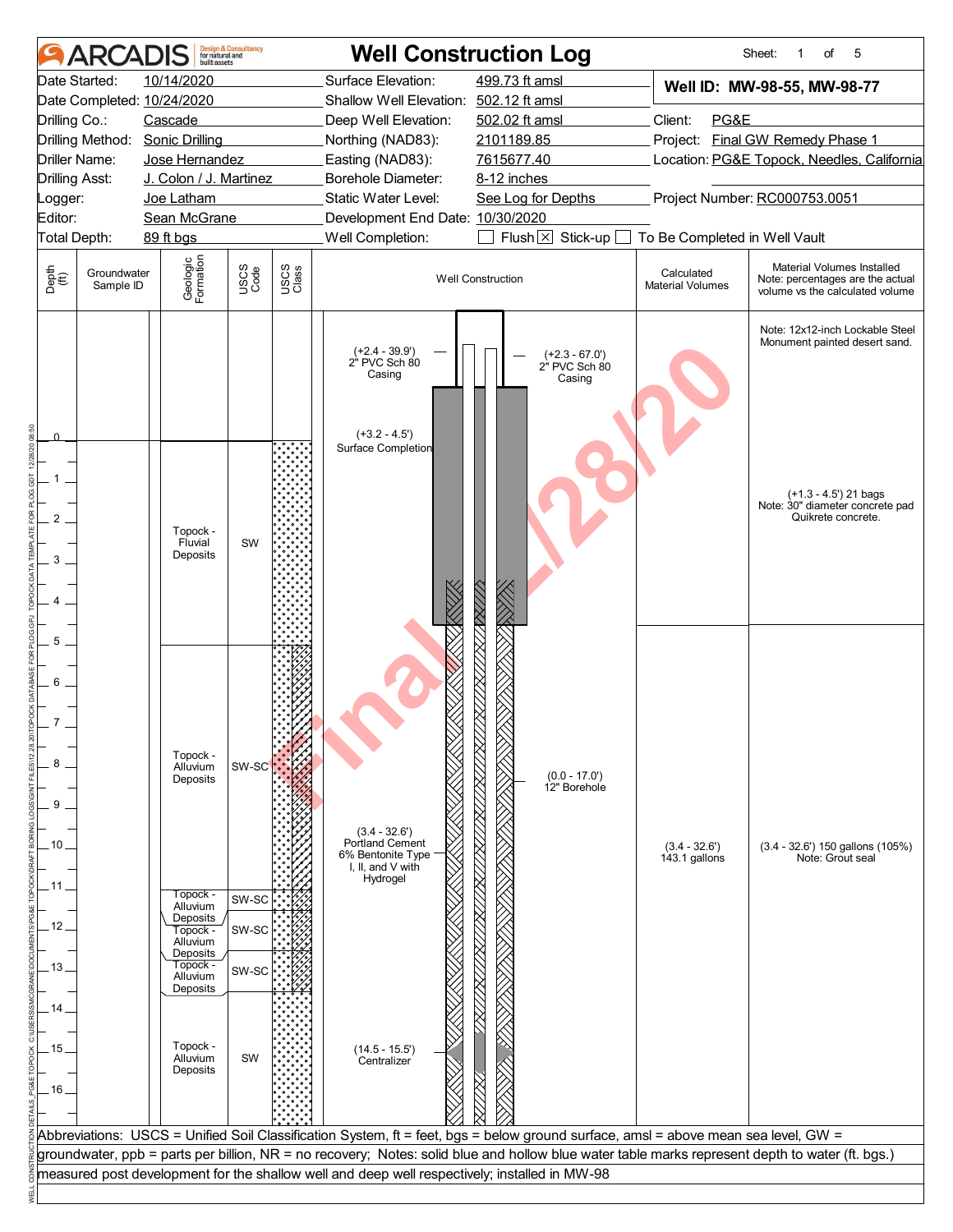# ARCADIS — Well Construction Log

Sheet: 1 of 5

| | | | |
|---|---|---|---|
| Date Started: | 10/14/2020 | Surface Elevation: | 499.73 ft amsl |
| Date Completed: | 10/24/2020 | Shallow Well Elevation: | 502.12 ft amsl |
| Drilling Co.: | Cascade | Deep Well Elevation: | 502.02 ft amsl |
| Drilling Method: | Sonic Drilling | Northing (NAD83): | 2101189.85 |
| Driller Name: | Jose Hernandez | Easting (NAD83): | 7615677.40 |
| Drilling Asst: | J. Colon / J. Martinez | Borehole Diameter: | 8-12 inches |
| Logger: | Joe Latham | Static Water Level: | See Log for Depths |
| Editor: | Sean McGrane | Development End Date: | 10/30/2020 |
| Total Depth: | 89 ft bgs | Well Completion: | ☐ Flush ☒ Stick-up ☐ To Be Completed in Well Vault |

**Well ID: MW-98-55, MW-98-77**

Client: PG&E
Project: Final GW Remedy Phase 1
Location: PG&E Topock, Needles, California
Project Number: RC000753.0051

| Depth (ft) | Groundwater Sample ID | Geologic Formation | USCS Code | Well Construction | Calculated Material Volumes | Material Volumes Installed (Note: percentages are the actual volume vs the calculated volume) |
|---|---|---|---|---|---|---|
| Above grade | | | | (+2.4 - 39.9') 2" PVC Sch 80 Casing; (+2.3 - 67.0') 2" PVC Sch 80 Casing | | Note: 12x12-inch Lockable Steel Monument painted desert sand. |
| 0 - 4.5 | | | | (+3.2 - 4.5') Surface Completion | | (+1.3 - 4.5') 21 bags Note: 30" diameter concrete pad Quikrete concrete. |
| 0 - 5 | | Topock - Fluvial Deposits | SW | | | |
| 5 - 11 | | Topock - Alluvium Deposits | SW-SC | (0.0 - 17.0') 12" Borehole | | |
| 3.4 - 32.6 | | | | (3.4 - 32.6') Portland Cement 6% Bentonite Type I, II, and V with Hydrogel | (3.4 - 32.6') 143.1 gallons | (3.4 - 32.6') 150 gallons (105%) Note: Grout seal |
| 11 - 11.8 | | Topock - Alluvium Deposits | SW-SC | | | |
| 11.8 - 12.6 | | Topock - Alluvium Deposits | SW-SC | | | |
| 12.6 - 13.6 | | Topock - Alluvium Deposits | SW-SC | | | |
| 13.6 - 16+ | | Topock - Alluvium Deposits | SW | (14.5 - 15.5') Centralizer | | |

Abbreviations: USCS = Unified Soil Classification System, ft = feet, bgs = below ground surface, amsl = above mean sea level, GW = groundwater, ppb = parts per billion, NR = no recovery; Notes: solid blue and hollow blue water table marks represent depth to water (ft. bgs.) measured post development for the shallow well and deep well respectively; installed in MW-98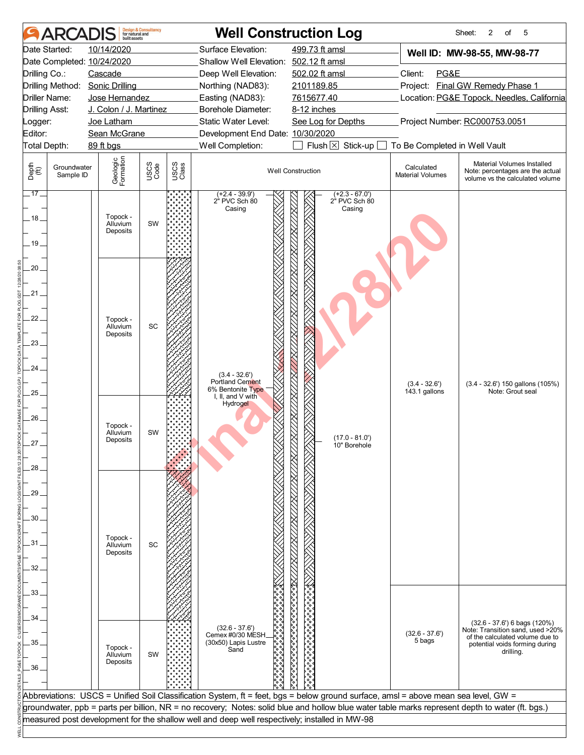# ARCADIS — Well Construction Log

Sheet: 2 of 5

| | | | |
|---|---|---|---|
| Date Started: | 10/14/2020 | Surface Elevation: | 499.73 ft amsl |
| Date Completed: | 10/24/2020 | Shallow Well Elevation: | 502.12 ft amsl |
| Drilling Co.: | Cascade | Deep Well Elevation: | 502.02 ft amsl |
| Drilling Method: | Sonic Drilling | Northing (NAD83): | 2101189.85 |
| Driller Name: | Jose Hernandez | Easting (NAD83): | 7615677.40 |
| Drilling Asst: | J. Colon / J. Martinez | Borehole Diameter: | 8-12 inches |
| Logger: | Joe Latham | Static Water Level: | See Log for Depths |
| Editor: | Sean McGrane | Development End Date: | 10/30/2020 |
| Total Depth: | 89 ft bgs | Well Completion: | ☐ Flush ☒ Stick-up ☐ To Be Completed in Well Vault |

**Well ID: MW-98-55, MW-98-77**

Client: PG&E
Project: Final GW Remedy Phase 1
Location: PG&E Topock, Needles, California
Project Number: RC000753.0051

| Depth (ft) | Groundwater Sample ID | Geologic Formation | USCS Code | Well Construction | Calculated Material Volumes | Material Volumes Installed (Note: percentages are the actual volume vs the calculated volume) |
|---|---|---|---|---|---|---|
| 17–19.5 | | Topock - Alluvium Deposits | SW | (+2.4 - 39.9') 2" PVC Sch 80 Casing; (+2.3 - 67.0') 2" PVC Sch 80 Casing | | |
| 19.5–25 | | Topock - Alluvium Deposits | SC | (3.4 - 32.6') Portland Cement 6% Bentonite Type I, II, and V with Hydrogel | (3.4 - 32.6') 143.1 gallons | (3.4 - 32.6') 150 gallons (105%) Note: Grout seal |
| 25–28 | | Topock - Alluvium Deposits | SW | (17.0 - 81.0') 10" Borehole | | |
| 28–34 | | Topock - Alluvium Deposits | SC | | | |
| 34–36+ | | Topock - Alluvium Deposits | SW | (32.6 - 37.6') Cemex #0/30 MESH (30x50) Lapis Lustre Sand | (32.6 - 37.6') 5 bags | (32.6 - 37.6') 6 bags (120%) Note: Transition sand, used >20% of the calculated volume due to potential voids forming during drilling. |

Abbreviations: USCS = Unified Soil Classification System, ft = feet, bgs = below ground surface, amsl = above mean sea level, GW = groundwater, ppb = parts per billion, NR = no recovery; Notes: solid blue and hollow blue water table marks represent depth to water (ft. bgs.) measured post development for the shallow well and deep well respectively; installed in MW-98

Final 12/28/20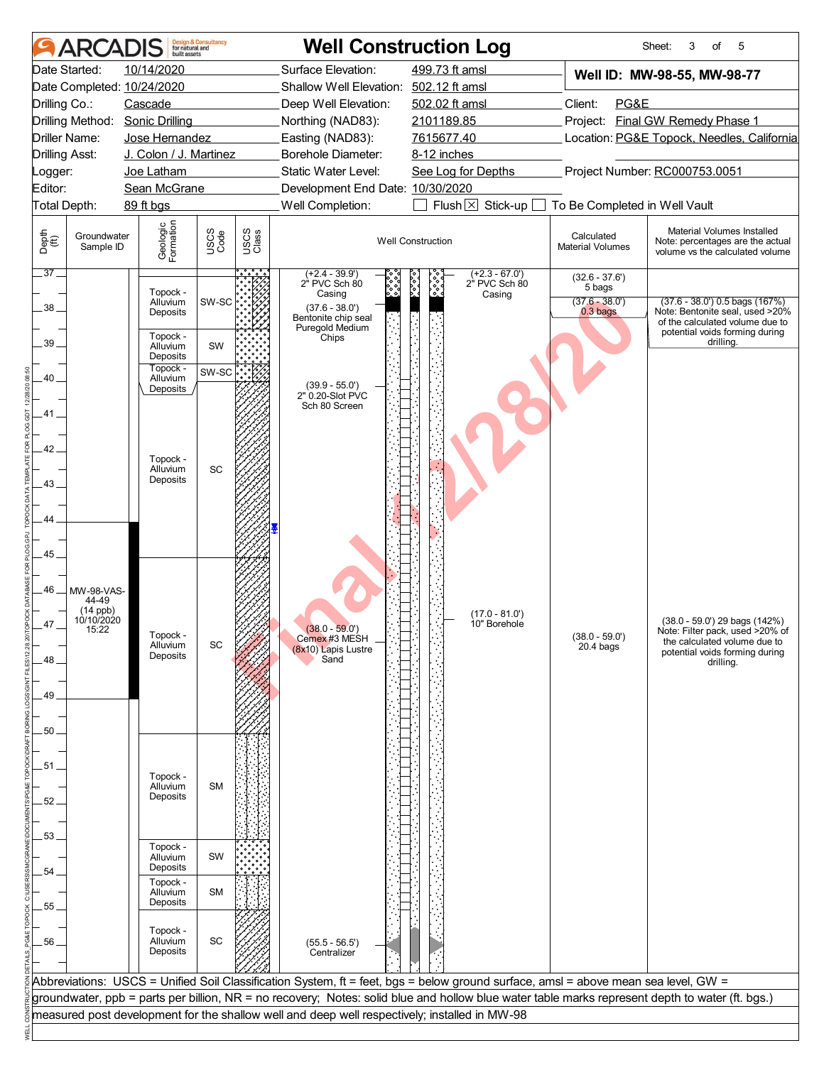# ARCADIS — Well Construction Log

Sheet: 3 of 5

| | | | |
|---|---|---|---|
| Date Started: | 10/14/2020 | Surface Elevation: | 499.73 ft amsl |
| Date Completed: | 10/24/2020 | Shallow Well Elevation: | 502.12 ft amsl |
| Drilling Co.: | Cascade | Deep Well Elevation: | 502.02 ft amsl |
| Drilling Method: | Sonic Drilling | Northing (NAD83): | 2101189.85 |
| Driller Name: | Jose Hernandez | Easting (NAD83): | 7615677.40 |
| Drilling Asst: | J. Colon / J. Martinez | Borehole Diameter: | 8-12 inches |
| Logger: | Joe Latham | Static Water Level: | See Log for Depths |
| Editor: | Sean McGrane | Development End Date: | 10/30/2020 |
| Total Depth: | 89 ft bgs | Well Completion: | ☐ Flush ☒ Stick-up ☐ To Be Completed in Well Vault |

**Well ID: MW-98-55, MW-98-77**

Client: PG&E
Project: Final GW Remedy Phase 1
Location: PG&E Topock, Needles, California
Project Number: RC000753.0051

| Depth (ft) | Groundwater Sample ID | Geologic Formation | USCS Code |
|---|---|---|---|
| 37 – 38.9 | | Topock - Alluvium Deposits | SW-SC |
| 38.9 – 39.6 | | Topock - Alluvium Deposits | SW |
| 39.6 – 40.1 | | Topock - Alluvium Deposits | SW-SC |
| 40.1 – 45.1 | | Topock - Alluvium Deposits | SC |
| 45.1 – 50.1 | MW-98-VAS-44-49 (14 ppb) 10/10/2020 15:22 (interval 44-49) | Topock - Alluvium Deposits | SC |
| 50.1 – 53.1 | | Topock - Alluvium Deposits | SM |
| 53.1 – 54.1 | | Topock - Alluvium Deposits | SW |
| 54.1 – 55.1 | | Topock - Alluvium Deposits | SM |
| 55.1 – 57 | | Topock - Alluvium Deposits | SC |

**Well Construction**

| Interval | Description |
|---|---|
| (+2.4 - 39.9') | 2" PVC Sch 80 Casing |
| (+2.3 - 67.0') | 2" PVC Sch 80 Casing |
| (37.6 - 38.0') | Bentonite chip seal Puregold Medium Chips |
| (39.9 - 55.0') | 2" 0.20-Slot PVC Sch 80 Screen |
| (17.0 - 81.0') | 10" Borehole |
| (38.0 - 59.0') | Cemex #3 MESH (8x10) Lapis Lustre Sand |
| (55.5 - 56.5') | Centralizer |

Water table symbol at approximately 44.2 ft.

| Calculated Material Volumes | Material Volumes Installed (Note: percentages are the actual volume vs the calculated volume) |
|---|---|
| (32.6 - 37.6') 5 bags | |
| (37.6 - 38.0') 0.3 bags | (37.6 - 38.0') 0.5 bags (167%) Note: Bentonite seal, used >20% of the calculated volume due to potential voids forming during drilling. |
| (38.0 - 59.0') 20.4 bags | (38.0 - 59.0') 29 bags (142%) Note: Filter pack, used >20% of the calculated volume due to potential voids forming during drilling. |

Abbreviations: USCS = Unified Soil Classification System, ft = feet, bgs = below ground surface, amsl = above mean sea level, GW = groundwater, ppb = parts per billion, NR = no recovery; Notes: solid blue and hollow blue water table marks represent depth to water (ft. bgs.) measured post development for the shallow well and deep well respectively; installed in MW-98

Final 12/28/20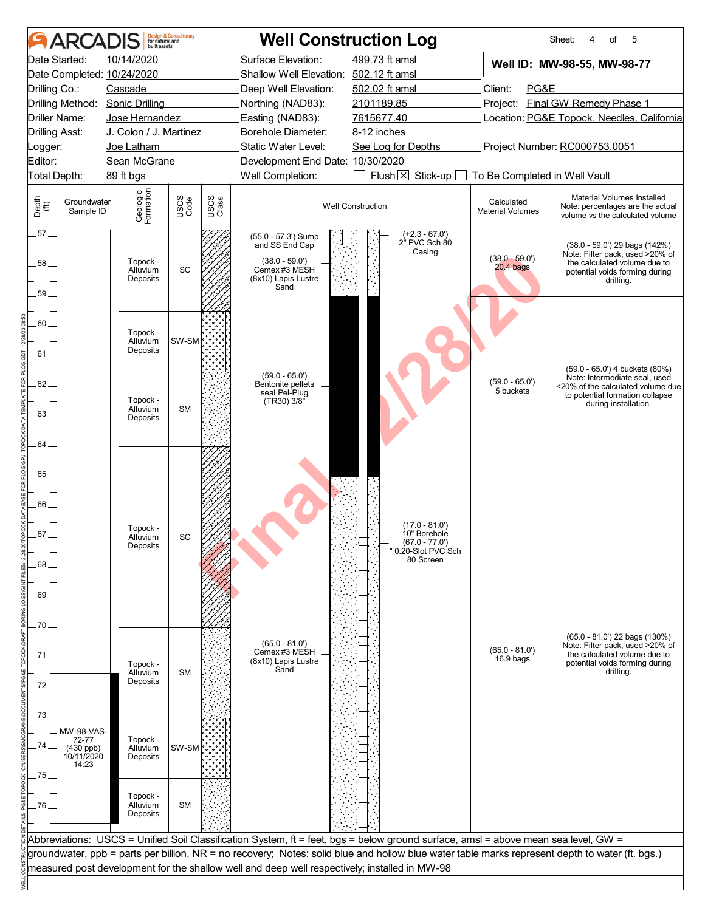# ARCADIS Well Construction Log

Sheet: 4 of 5

| | | | |
|---|---|---|---|
| Date Started: | 10/14/2020 | Surface Elevation: | 499.73 ft amsl |
| Date Completed: | 10/24/2020 | Shallow Well Elevation: | 502.12 ft amsl |
| Drilling Co.: | Cascade | Deep Well Elevation: | 502.02 ft amsl |
| Drilling Method: | Sonic Drilling | Northing (NAD83): | 2101189.85 |
| Driller Name: | Jose Hernandez | Easting (NAD83): | 7615677.40 |
| Drilling Asst: | J. Colon / J. Martinez | Borehole Diameter: | 8-12 inches |
| Logger: | Joe Latham | Static Water Level: | See Log for Depths |
| Editor: | Sean McGrane | Development End Date: | 10/30/2020 |
| Total Depth: | 89 ft bgs | Well Completion: | ☐ Flush ☒ Stick-up ☐ To Be Completed in Well Vault |

**Well ID: MW-98-55, MW-98-77**

Client: PG&E
Project: Final GW Remedy Phase 1
Location: PG&E Topock, Needles, California
Project Number: RC000753.0051

| Depth (ft) | Groundwater Sample ID | Geologic Formation | USCS Code | Well Construction | Calculated Material Volumes | Material Volumes Installed (Note: percentages are the actual volume vs the calculated volume) |
|---|---|---|---|---|---|---|
| 57–59.5 | | Topock - Alluvium Deposits | SC | (55.0 - 57.3') Sump and SS End Cap; (38.0 - 59.0') Cemex #3 MESH (8x10) Lapis Lustre Sand; (+2.3 - 67.0') 2" PVC Sch 80 Casing | (38.0 - 59.0') 20.4 bags | (38.0 - 59.0') 29 bags (142%) Note: Filter pack, used >20% of the calculated volume due to potential voids forming during drilling. |
| 59.5–61.5 | | Topock - Alluvium Deposits | SW-SM | (59.0 - 65.0') Bentonite pellets seal Pel-Plug (TR30) 3/8" | (59.0 - 65.0') 5 buckets | (59.0 - 65.0') 4 buckets (80%) Note: Intermediate seal, used <20% of the calculated volume due to potential formation collapse during installation. |
| 61.5–64 | | Topock - Alluvium Deposits | SM | | | |
| 64–70 | | Topock - Alluvium Deposits | SC | (17.0 - 81.0') 10" Borehole; (67.0 - 77.0') " 0.20-Slot PVC Sch 80 Screen | | |
| 70–73 | | Topock - Alluvium Deposits | SM | (65.0 - 81.0') Cemex #3 MESH (8x10) Lapis Lustre Sand | (65.0 - 81.0') 16.9 bags | (65.0 - 81.0') 22 bags (130%) Note: Filter pack, used >20% of the calculated volume due to potential voids forming during drilling. |
| 73–75 | MW-98-VAS-72-77 (430 ppb) 10/11/2020 14:23 | Topock - Alluvium Deposits | SW-SM | | | |
| 75–77 | | Topock - Alluvium Deposits | SM | | | |

Abbreviations: USCS = Unified Soil Classification System, ft = feet, bgs = below ground surface, amsl = above mean sea level, GW = groundwater, ppb = parts per billion, NR = no recovery; Notes: solid blue and hollow blue water table marks represent depth to water (ft. bgs.) measured post development for the shallow well and deep well respectively; installed in MW-98

Final 12/28/20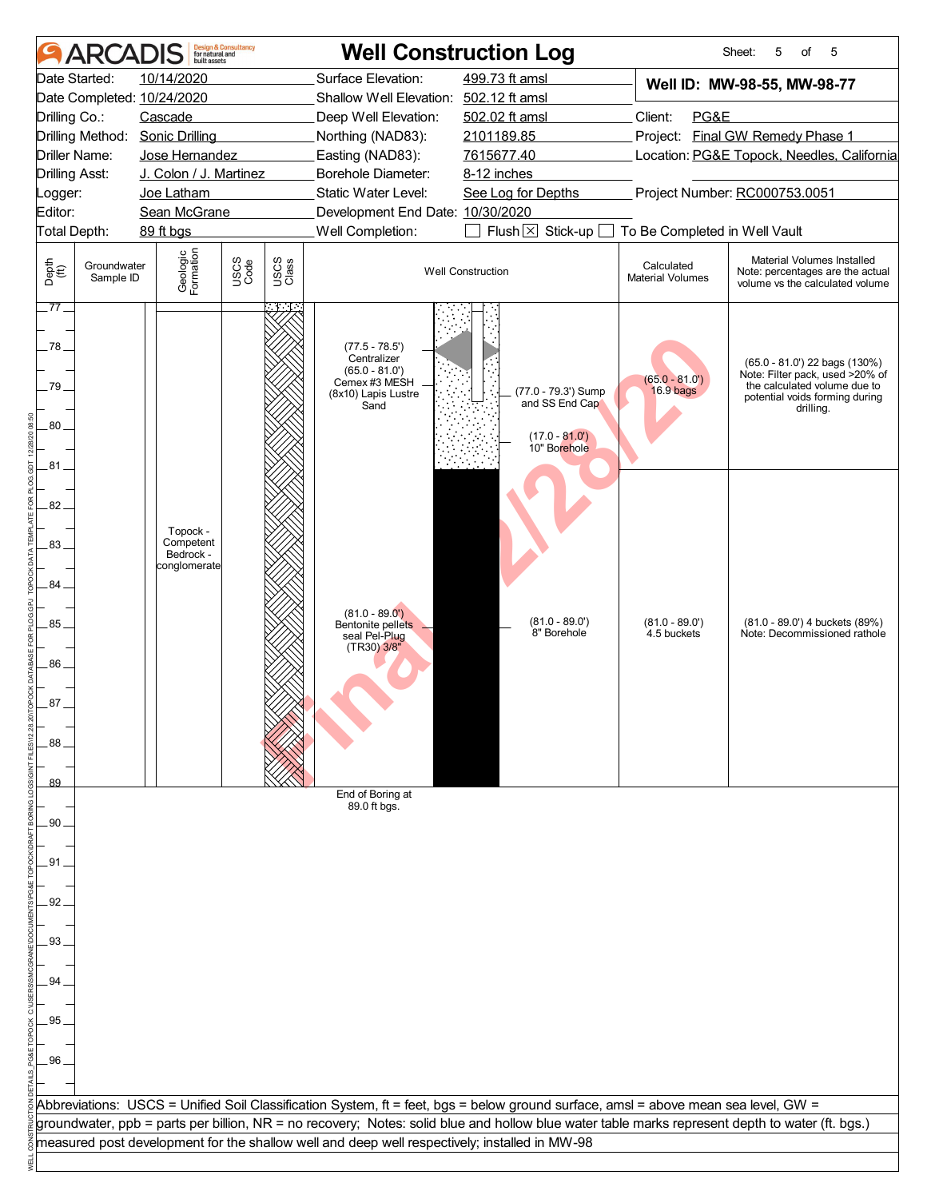# ARCADIS Design & Consultancy for natural and built assets

## Well Construction Log

| | | | |
|---|---|---|---|
| Date Started: | 10/14/2020 | Surface Elevation: | 499.73 ft amsl |
| Date Completed: | 10/24/2020 | Shallow Well Elevation: | 502.12 ft amsl |
| Drilling Co.: | Cascade | Deep Well Elevation: | 502.02 ft amsl |
| Drilling Method: | Sonic Drilling | Northing (NAD83): | 2101189.85 |
| Driller Name: | Jose Hernandez | Easting (NAD83): | 7615677.40 |
| Drilling Asst: | J. Colon / J. Martinez | Borehole Diameter: | 8-12 inches |
| Logger: | Joe Latham | Static Water Level: | See Log for Depths |
| Editor: | Sean McGrane | Development End Date: | 10/30/2020 |
| Total Depth: | 89 ft bgs | Well Completion: | ☐ Flush ☒ Stick-up ☐ To Be Completed in Well Vault |

**Well ID: MW-98-55, MW-98-77**

Client: PG&E
Project: Final GW Remedy Phase 1
Location: PG&E Topock, Needles, California
Project Number: RC000753.0051

| Depth (ft) | Groundwater Sample ID | Geologic Formation | USCS Code | USCS Class | Well Construction | Calculated Material Volumes | Material Volumes Installed (Note: percentages are the actual volume vs the calculated volume) |
|---|---|---|---|---|---|---|---|
| 77–81 | | Topock - Competent Bedrock - conglomerate | | | (77.5 - 78.5') Centralizer; (65.0 - 81.0') Cemex #3 MESH (8x10) Lapis Lustre Sand; (77.0 - 79.3') Sump and SS End Cap; (17.0 - 81.0') 10" Borehole | (65.0 - 81.0') 16.9 bags | (65.0 - 81.0') 22 bags (130%) Note: Filter pack, used >20% of the calculated volume due to potential voids forming during drilling. |
| 81–89 | | | | | (81.0 - 89.0') Bentonite pellets seal Pel-Plug (TR30) 3/8"; (81.0 - 89.0') 8" Borehole | (81.0 - 89.0') 4.5 buckets | (81.0 - 89.0') 4 buckets (89%) Note: Decommissioned rathole |

End of Boring at 89.0 ft bgs.

Abbreviations: USCS = Unified Soil Classification System, ft = feet, bgs = below ground surface, amsl = above mean sea level, GW = groundwater, ppb = parts per billion, NR = no recovery; Notes: solid blue and hollow blue water table marks represent depth to water (ft. bgs.) measured post development for the shallow well and deep well respectively; installed in MW-98

Final 12/28/20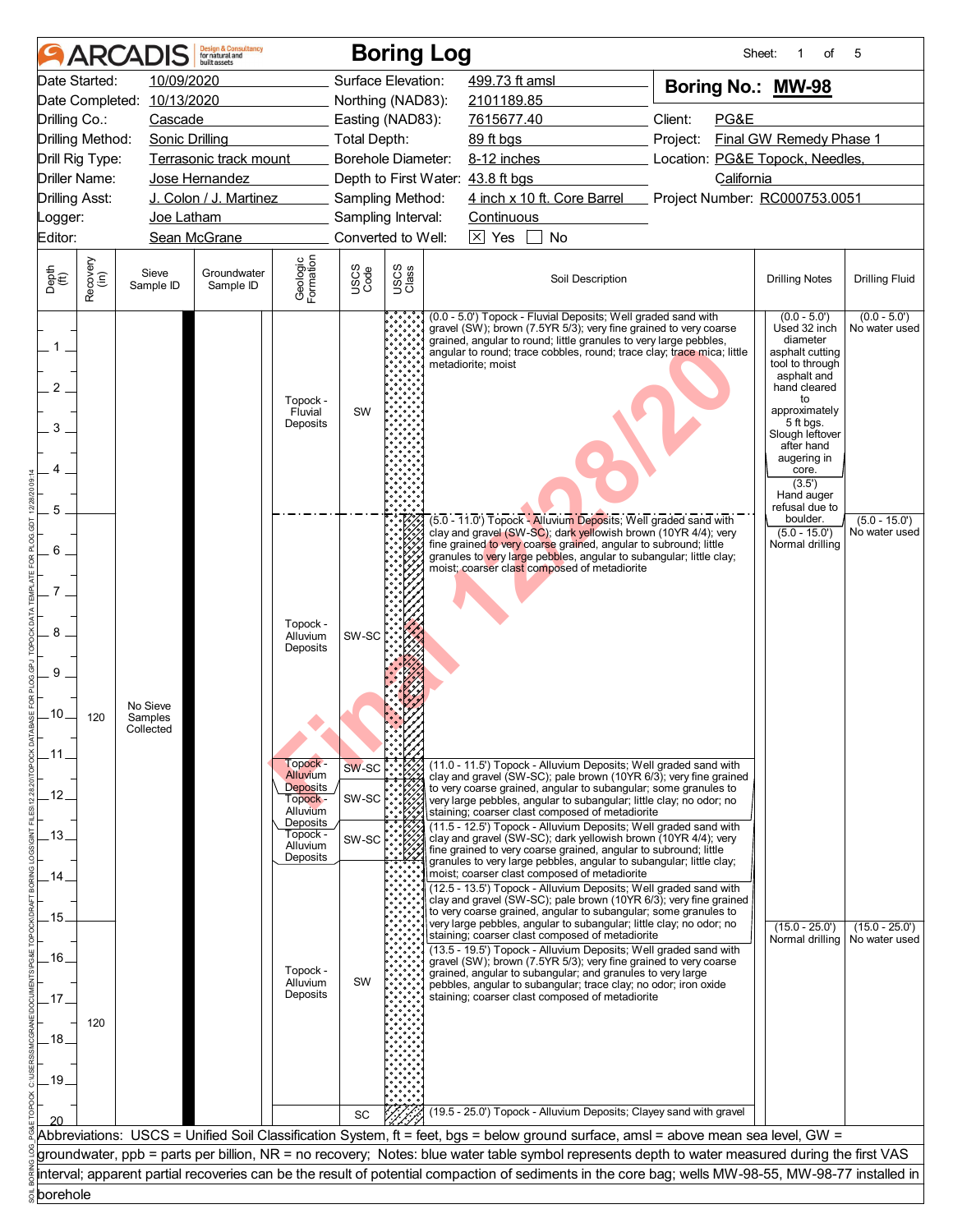# Boring Log

**ARCADIS** Design & Consultancy for natural and built assets

Sheet: 1 of 5

| | | | | | |
|---|---|---|---|---|---|
| Date Started: | 10/09/2020 | Surface Elevation: | 499.73 ft amsl | **Boring No.:** | **MW-98** |
| Date Completed: | 10/13/2020 | Northing (NAD83): | 2101189.85 | | |
| Drilling Co.: | Cascade | Easting (NAD83): | 7615677.40 | Client: | PG&E |
| Drilling Method: | Sonic Drilling | Total Depth: | 89 ft bgs | Project: | Final GW Remedy Phase 1 |
| Drill Rig Type: | Terrasonic track mount | Borehole Diameter: | 8-12 inches | Location: | PG&E Topock, Needles, California |
| Driller Name: | Jose Hernandez | Depth to First Water: | 43.8 ft bgs | | |
| Drilling Asst: | J. Colon / J. Martinez | Sampling Method: | 4 inch x 10 ft. Core Barrel | Project Number: | RC000753.0051 |
| Logger: | Joe Latham | Sampling Interval: | Continuous | | |
| Editor: | Sean McGrane | Converted to Well: | ☒ Yes ☐ No | | |

| Depth (ft) | Recovery (in) | Sieve Sample ID | Groundwater Sample ID | Geologic Formation | USCS Code | Soil Description | Drilling Notes | Drilling Fluid |
|---|---|---|---|---|---|---|---|---|
| 0 - 5 | | No Sieve Samples Collected | | Topock - Fluvial Deposits | SW | (0.0 - 5.0') Topock - Fluvial Deposits; Well graded sand with gravel (SW); brown (7.5YR 5/3); very fine grained to very coarse grained, angular to round; little granules to very large pebbles, angular to round; trace cobbles, round; trace clay; trace mica; little metadiorite; moist | (0.0 - 5.0') Used 32 inch diameter asphalt cutting tool to through asphalt and hand cleared to approximately 5 ft bgs. Slough leftover after hand augering in core. (3.5') Hand auger refusal due to boulder. | (0.0 - 5.0') No water used |
| 5 - 11 | 120 | | | Topock - Alluvium Deposits | SW-SC | (5.0 - 11.0') Topock - Alluvium Deposits; Well graded sand with clay and gravel (SW-SC); dark yellowish brown (10YR 4/4); very fine grained to very coarse grained, angular to subround; little granules to very large pebbles, angular to subangular; little clay; moist; coarser clast composed of metadiorite | (5.0 - 15.0') Normal drilling | (5.0 - 15.0') No water used |
| 11 - 11.5 | | | | Topock - Alluvium Deposits | SW-SC | (11.0 - 11.5') Topock - Alluvium Deposits; Well graded sand with clay and gravel (SW-SC); pale brown (10YR 6/3); very fine grained to very coarse grained, angular to subangular; some granules to very large pebbles, angular to subangular; little clay; no odor; no staining; coarser clast composed of metadiorite | | |
| 11.5 - 12.5 | | | | Topock - Alluvium Deposits | SW-SC | (11.5 - 12.5') Topock - Alluvium Deposits; Well graded sand with clay and gravel (SW-SC); dark yellowish brown (10YR 4/4); very fine grained to very coarse grained, angular to subround; little granules to very large pebbles, angular to subangular; little clay; moist; coarser clast composed of metadiorite | | |
| 12.5 - 13.5 | | | | Topock - Alluvium Deposits | SW-SC | (12.5 - 13.5') Topock - Alluvium Deposits; Well graded sand with clay and gravel (SW-SC); pale brown (10YR 6/3); very fine grained to very coarse grained, angular to subangular; some granules to very large pebbles, angular to subangular; little clay; no odor; no staining; coarser clast composed of metadiorite | | |
| 13.5 - 19.5 | 120 | | | Topock - Alluvium Deposits | SW | (13.5 - 19.5') Topock - Alluvium Deposits; Well graded sand with gravel (SW); brown (7.5YR 5/3); very fine grained to very coarse grained, angular to subangular; and granules to very large pebbles, angular to subangular; trace clay; no odor; iron oxide staining; coarser clast composed of metadiorite | (15.0 - 25.0') Normal drilling | (15.0 - 25.0') No water used |
| 19.5 - 20 | | | | | SC | (19.5 - 25.0') Topock - Alluvium Deposits; Clayey sand with gravel | | |

Abbreviations: USCS = Unified Soil Classification System, ft = feet, bgs = below ground surface, amsl = above mean sea level, GW = groundwater, ppb = parts per billion, NR = no recovery; Notes: blue water table symbol represents depth to water measured during the first VAS interval; apparent partial recoveries can be the result of potential compaction of sediments in the core bag; wells MW-98-55, MW-98-77 installed in borehole

Final 1/28/20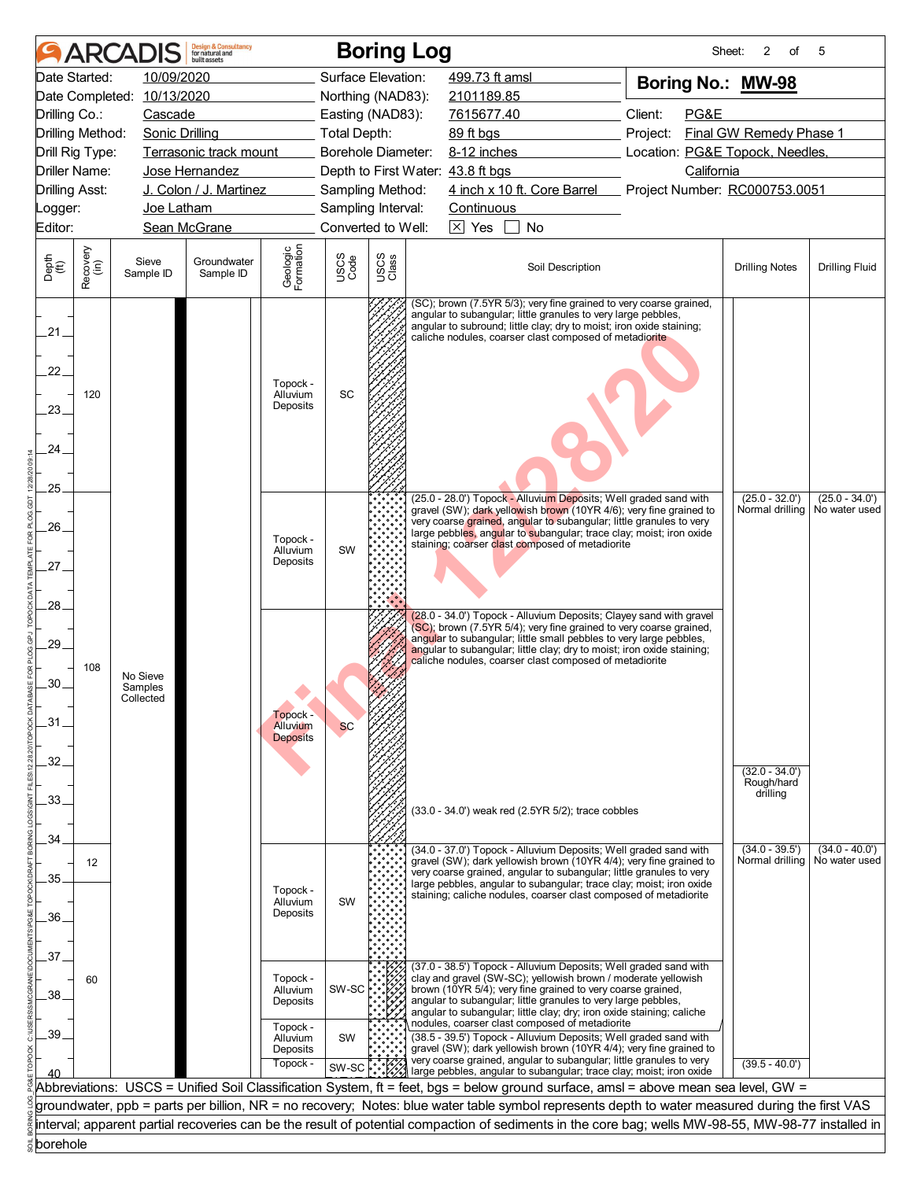# ARCADIS Boring Log

| | | | | | |
|---|---|---|---|---|---|
| Date Started: | 10/09/2020 | Surface Elevation: | 499.73 ft amsl | **Boring No.: MW-98** | |
| Date Completed: | 10/13/2020 | Northing (NAD83): | 2101189.85 | | |
| Drilling Co.: | Cascade | Easting (NAD83): | 7615677.40 | Client: | PG&E |
| Drilling Method: | Sonic Drilling | Total Depth: | 89 ft bgs | Project: | Final GW Remedy Phase 1 |
| Drill Rig Type: | Terrasonic track mount | Borehole Diameter: | 8-12 inches | Location: | PG&E Topock, Needles, California |
| Driller Name: | Jose Hernandez | Depth to First Water: | 43.8 ft bgs | | |
| Drilling Asst: | J. Colon / J. Martinez | Sampling Method: | 4 inch x 10 ft. Core Barrel | Project Number: | RC000753.0051 |
| Logger: | Joe Latham | Sampling Interval: | Continuous | | |
| Editor: | Sean McGrane | Converted to Well: | [X] Yes [ ] No | | |

| Depth (ft) | Recovery (in) | Sieve Sample ID | Groundwater Sample ID | Geologic Formation | USCS Code | Soil Description | Drilling Notes | Drilling Fluid |
|---|---|---|---|---|---|---|---|---|
| 20–25 | 120 | No Sieve Samples Collected | | Topock - Alluvium Deposits | SC | (SC); brown (7.5YR 5/3); very fine grained to very coarse grained, angular to subangular; little granules to very large pebbles, angular to subround; little clay; dry to moist; iron oxide staining; caliche nodules, coarser clast composed of metadiorite | | |
| 25–28 | 108 | | | Topock - Alluvium Deposits | SW | (25.0 - 28.0') Topock - Alluvium Deposits; Well graded sand with gravel (SW); dark yellowish brown (10YR 4/6); very fine grained to very coarse grained, angular to subangular; little granules to very large pebbles, angular to subangular; trace clay; moist; iron oxide staining; coarser clast composed of metadiorite | (25.0 - 32.0') Normal drilling | (25.0 - 34.0') No water used |
| 28–34 | | | | Topock - Alluvium Deposits | SC | (28.0 - 34.0') Topock - Alluvium Deposits; Clayey sand with gravel (SC); brown (7.5YR 5/4); very fine grained to very coarse grained, angular to subangular; little small pebbles to very large pebbles, angular to subangular; little clay; dry to moist; iron oxide staining; caliche nodules, coarser clast composed of metadiorite<br>(33.0 - 34.0') weak red (2.5YR 5/2); trace cobbles | (32.0 - 34.0') Rough/hard drilling | |
| 34–37 | 12 | | | Topock - Alluvium Deposits | SW | (34.0 - 37.0') Topock - Alluvium Deposits; Well graded sand with gravel (SW); dark yellowish brown (10YR 4/4); very fine grained to very coarse grained, angular to subangular; little granules to very large pebbles, angular to subangular; trace clay; moist; iron oxide staining; caliche nodules, coarser clast composed of metadiorite | (34.0 - 39.5') Normal drilling | (34.0 - 40.0') No water used |
| 37–38.5 | 60 | | | Topock - Alluvium Deposits | SW-SC | (37.0 - 38.5') Topock - Alluvium Deposits; Well graded sand with clay and gravel (SW-SC); yellowish brown / moderate yellowish brown (10YR 5/4); very fine grained to very coarse grained, angular to subangular; little granules to very large pebbles, angular to subangular; little clay; dry; iron oxide staining; caliche nodules, coarser clast composed of metadiorite | | |
| 38.5–39.5 | | | | Topock - Alluvium Deposits | SW | (38.5 - 39.5') Topock - Alluvium Deposits; Well graded sand with gravel (SW); dark yellowish brown (10YR 4/4); very fine grained to very coarse grained, angular to subangular; little granules to very large pebbles, angular to subangular; trace clay; moist; iron oxide | | |
| 39.5–40 | | | | Topock - | SW-SC | | (39.5 - 40.0') | |

Abbreviations: USCS = Unified Soil Classification System, ft = feet, bgs = below ground surface, amsl = above mean sea level, GW = groundwater, ppb = parts per billion, NR = no recovery; Notes: blue water table symbol represents depth to water measured during the first VAS interval; apparent partial recoveries can be the result of potential compaction of sediments in the core bag; wells MW-98-55, MW-98-77 installed in borehole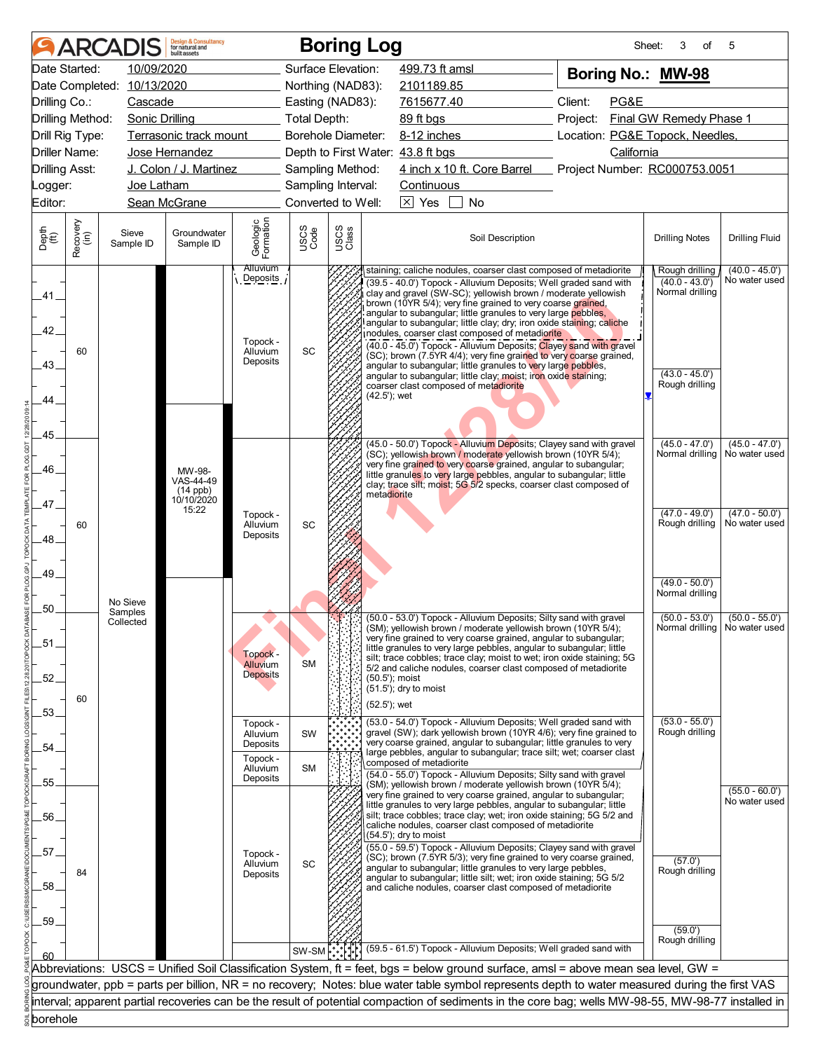# ARCADIS — Boring Log

Sheet: 3 of 5

| | | | | | |
|---|---|---|---|---|---|
| Date Started: | 10/09/2020 | Surface Elevation: | 499.73 ft amsl | **Boring No.: MW-98** | |
| Date Completed: | 10/13/2020 | Northing (NAD83): | 2101189.85 | | |
| Drilling Co.: | Cascade | Easting (NAD83): | 7615677.40 | Client: | PG&E |
| Drilling Method: | Sonic Drilling | Total Depth: | 89 ft bgs | Project: | Final GW Remedy Phase 1 |
| Drill Rig Type: | Terrasonic track mount | Borehole Diameter: | 8-12 inches | Location: | PG&E Topock, Needles, California |
| Driller Name: | Jose Hernandez | Depth to First Water: | 43.8 ft bgs | | |
| Drilling Asst: | J. Colon / J. Martinez | Sampling Method: | 4 inch x 10 ft. Core Barrel | Project Number: | RC000753.0051 |
| Logger: | Joe Latham | Sampling Interval: | Continuous | | |
| Editor: | Sean McGrane | Converted to Well: | [X] Yes [ ] No | | |

| Depth (ft) | Recovery (in) | Sieve Sample ID | Groundwater Sample ID | Geologic Formation | USCS Code | Soil Description | Drilling Notes | Drilling Fluid |
|---|---|---|---|---|---|---|---|---|
| 40–45 | 60 | No Sieve Samples Collected | | Alluvium Deposits | | staining; caliche nodules, coarser clast composed of metadiorite | Rough drilling | (40.0 - 45.0') No water used |
| | | | | | | (39.5 - 40.0') Topock - Alluvium Deposits; Well graded sand with clay and gravel (SW-SC); yellowish brown / moderate yellowish brown (10YR 5/4); very fine grained to very coarse grained, angular to subangular; little granules to very large pebbles, angular to subangular; little clay; dry; iron oxide staining; caliche nodules, coarser clast composed of metadiorite | (40.0 - 43.0') Normal drilling | |
| | | | | Topock - Alluvium Deposits | SC | (40.0 - 45.0') Topock - Alluvium Deposits; Clayey sand with gravel (SC); brown (7.5YR 4/4); very fine grained to very coarse grained, angular to subangular; little granules to very large pebbles, angular to subangular; little clay; moist; iron oxide staining; coarser clast composed of metadiorite<br>(42.5'); wet | (43.0 - 45.0') Rough drilling | |
| 45–50 | 60 | | MW-98-VAS-44-49 (14 ppb) 10/10/2020 15:22 | Topock - Alluvium Deposits | SC | (45.0 - 50.0') Topock - Alluvium Deposits; Clayey sand with gravel (SC); yellowish brown / moderate yellowish brown (10YR 5/4); very fine grained to very coarse grained, angular to subangular; little granules to very large pebbles, angular to subangular; little clay; trace silt; moist; 5G 5/2 specks, coarser clast composed of metadiorite | (45.0 - 47.0') Normal drilling<br>(47.0 - 49.0') Rough drilling<br>(49.0 - 50.0') Normal drilling | (45.0 - 47.0') No water used<br>(47.0 - 50.0') No water used |
| 50–53 | 60 | | | Topock - Alluvium Deposits | SM | (50.0 - 53.0') Topock - Alluvium Deposits; Silty sand with gravel (SM); yellowish brown / moderate yellowish brown (10YR 5/4); very fine grained to very coarse grained, angular to subangular; little granules to very large pebbles, angular to subangular; little silt; trace cobbles; trace clay; moist to wet; iron oxide staining; 5G 5/2 and caliche nodules, coarser clast composed of metadiorite<br>(50.5'); moist<br>(51.5'); dry to moist<br>(52.5'); wet | (50.0 - 53.0') Normal drilling | (50.0 - 55.0') No water used |
| 53–54 | | | | Topock - Alluvium Deposits | SW | (53.0 - 54.0') Topock - Alluvium Deposits; Well graded sand with gravel (SW); dark yellowish brown (10YR 4/6); very fine grained to very coarse grained, angular to subangular; little granules to very large pebbles, angular to subangular; trace silt; wet; coarser clast composed of metadiorite | (53.0 - 55.0') Rough drilling | |
| 54–55 | | | | Topock - Alluvium Deposits | SM | (54.0 - 55.0') Topock - Alluvium Deposits; Silty sand with gravel (SM); yellowish brown / moderate yellowish brown (10YR 5/4); very fine grained to very coarse grained, angular to subangular; little granules to very large pebbles, angular to subangular; little silt; trace cobbles; trace clay; wet; iron oxide staining; 5G 5/2 and caliche nodules, coarser clast composed of metadiorite<br>(54.5'); dry to moist | | |
| 55–59.5 | 84 | | | Topock - Alluvium Deposits | SC | (55.0 - 59.5') Topock - Alluvium Deposits; Clayey sand with gravel (SC); brown (7.5YR 5/3); very fine grained to very coarse grained, angular to subangular; little granules to very large pebbles, angular to subangular; little silt; wet; iron oxide staining; 5G 5/2 and caliche nodules, coarser clast composed of metadiorite | (57.0') Rough drilling<br>(59.0') Rough drilling | (55.0 - 60.0') No water used |
| 59.5–60 | | | | | SW-SM | (59.5 - 61.5') Topock - Alluvium Deposits; Well graded sand with | | |

Abbreviations: USCS = Unified Soil Classification System, ft = feet, bgs = below ground surface, amsl = above mean sea level, GW = groundwater, ppb = parts per billion, NR = no recovery; Notes: blue water table symbol represents depth to water measured during the first VAS interval; apparent partial recoveries can be the result of potential compaction of sediments in the core bag; wells MW-98-55, MW-98-77 installed in borehole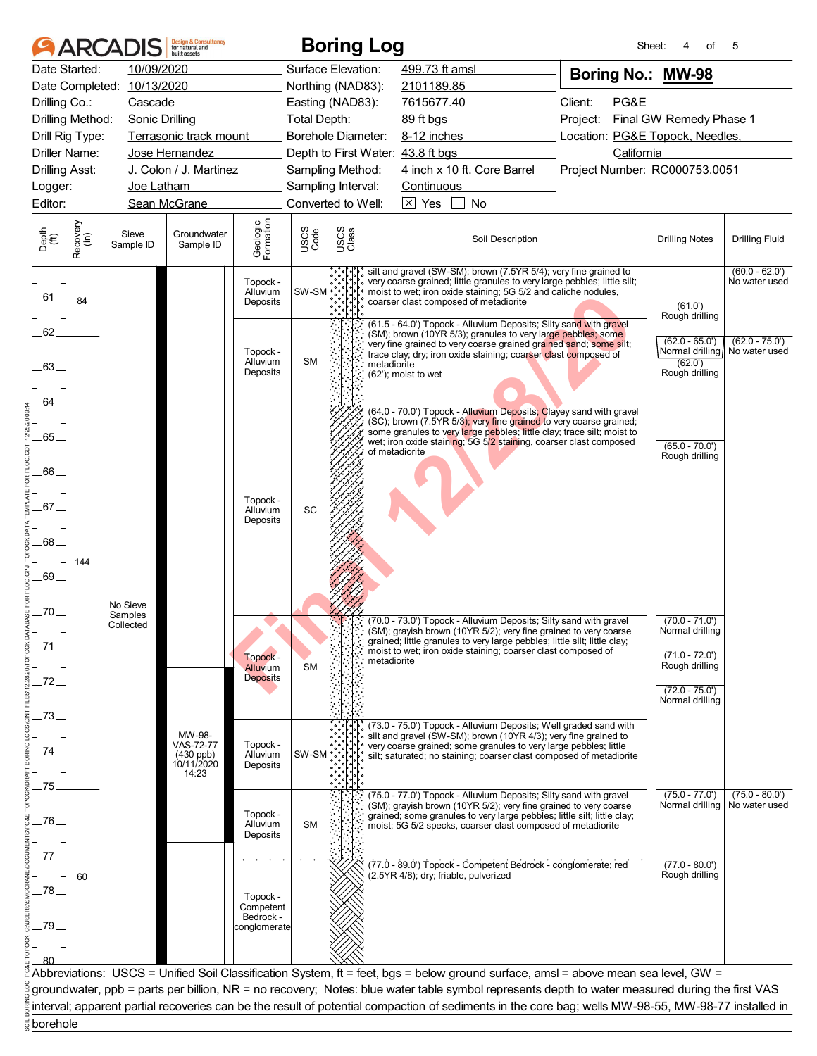# ARCADIS Design & Consultancy for natural and built assets

# Boring Log

**Boring No.: MW-98**

| | | | | | |
|---|---|---|---|---|---|
| Date Started: | 10/09/2020 | Surface Elevation: | 499.73 ft amsl | | |
| Date Completed: | 10/13/2020 | Northing (NAD83): | 2101189.85 | | |
| Drilling Co.: | Cascade | Easting (NAD83): | 7615677.40 | Client: | PG&E |
| Drilling Method: | Sonic Drilling | Total Depth: | 89 ft bgs | Project: | Final GW Remedy Phase 1 |
| Drill Rig Type: | Terrasonic track mount | Borehole Diameter: | 8-12 inches | Location: | PG&E Topock, Needles, California |
| Driller Name: | Jose Hernandez | Depth to First Water: | 43.8 ft bgs | | |
| Drilling Asst: | J. Colon / J. Martinez | Sampling Method: | 4 inch x 10 ft. Core Barrel | Project Number: | RC000753.0051 |
| Logger: | Joe Latham | Sampling Interval: | Continuous | | |
| Editor: | Sean McGrane | Converted to Well: | ☒ Yes ☐ No | | |

| Depth (ft) | Recovery (in) | Sieve Sample ID | Groundwater Sample ID | Geologic Formation | USCS Code | Soil Description | Drilling Notes | Drilling Fluid |
|---|---|---|---|---|---|---|---|---|
| 60–61.5 | 84 | No Sieve Samples Collected | | Topock - Alluvium Deposits | SW-SM | silt and gravel (SW-SM); brown (7.5YR 5/4); very fine grained to very coarse grained; little granules to very large pebbles; little silt; moist to wet; iron oxide staining; 5G 5/2 and caliche nodules, coarser clast composed of metadiorite | (61.0') Rough drilling | (60.0 - 62.0') No water used |
| 61.5–64 | | | | Topock - Alluvium Deposits | SM | (61.5 - 64.0') Topock - Alluvium Deposits; Silty sand with gravel (SM); brown (10YR 5/3); granules to very large pebbles; some very fine grained to very coarse grained grained sand; some silt; trace clay; dry; iron oxide staining; coarser clast composed of metadiorite<br>(62'); moist to wet | (62.0 - 65.0') Normal drilling<br>(62.0') Rough drilling | (62.0 - 75.0') No water used |
| 64–70 | 144 | | | Topock - Alluvium Deposits | SC | (64.0 - 70.0') Topock - Alluvium Deposits; Clayey sand with gravel (SC); brown (7.5YR 5/3); very fine grained to very coarse grained; some granules to very large pebbles; little clay; trace silt; moist to wet; iron oxide staining; 5G 5/2 staining, coarser clast composed of metadiorite | (65.0 - 70.0') Rough drilling | |
| 70–73 | | | | Topock - Alluvium Deposits | SM | (70.0 - 73.0') Topock - Alluvium Deposits; Silty sand with gravel (SM); grayish brown (10YR 5/2); very fine grained to very coarse grained; little granules to very large pebbles; little silt; little clay; moist to wet; iron oxide staining; coarser clast composed of metadiorite | (70.0 - 71.0') Normal drilling<br>(71.0 - 72.0') Rough drilling<br>(72.0 - 75.0') Normal drilling | |
| 73–75 | | | MW-98-VAS-72-77 (430 ppb) 10/11/2020 14:23 | Topock - Alluvium Deposits | SW-SM | (73.0 - 75.0') Topock - Alluvium Deposits; Well graded sand with silt and gravel (SW-SM); brown (10YR 4/3); very fine grained to very coarse grained; some granules to very large pebbles; little silt; saturated; no staining; coarser clast composed of metadiorite | | |
| 75–77 | 60 | | | Topock - Alluvium Deposits | SM | (75.0 - 77.0') Topock - Alluvium Deposits; Silty sand with gravel (SM); grayish brown (10YR 5/2); very fine grained to very coarse grained; some granules to very large pebbles; little silt; little clay; moist; 5G 5/2 specks, coarser clast composed of metadiorite | (75.0 - 77.0') Normal drilling | (75.0 - 80.0') No water used |
| 77–80 | | | | Topock - Competent Bedrock - conglomerate | | (77.0 - 89.0') Topock - Competent Bedrock - conglomerate; red (2.5YR 4/8); dry; friable, pulverized | (77.0 - 80.0') Rough drilling | |

Abbreviations: USCS = Unified Soil Classification System, ft = feet, bgs = below ground surface, amsl = above mean sea level, GW = groundwater, ppb = parts per billion, NR = no recovery; Notes: blue water table symbol represents depth to water measured during the first VAS interval; apparent partial recoveries can be the result of potential compaction of sediments in the core bag; wells MW-98-55, MW-98-77 installed in borehole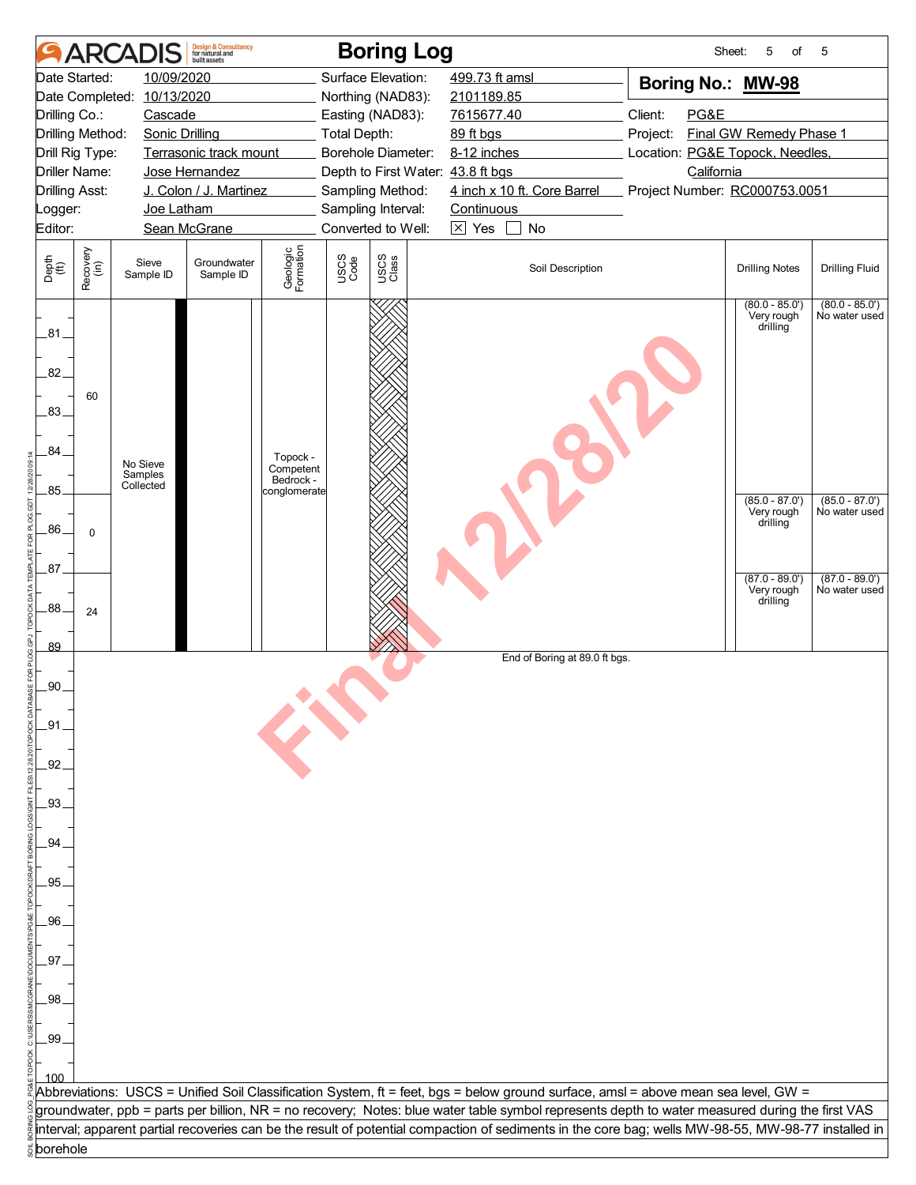# ARCADIS Boring Log

Sheet: 5 of 5

| | | | |
|---|---|---|---|
| Date Started: 10/09/2020 | Surface Elevation: 499.73 ft amsl | **Boring No.: MW-98** | |
| Date Completed: 10/13/2020 | Northing (NAD83): 2101189.85 | | |
| Drilling Co.: Cascade | Easting (NAD83): 7615677.40 | Client: PG&E | |
| Drilling Method: Sonic Drilling | Total Depth: 89 ft bgs | Project: Final GW Remedy Phase 1 | |
| Drill Rig Type: Terrasonic track mount | Borehole Diameter: 8-12 inches | Location: PG&E Topock, Needles, California | |
| Driller Name: Jose Hernandez | Depth to First Water: 43.8 ft bgs | | |
| Drilling Asst: J. Colon / J. Martinez | Sampling Method: 4 inch x 10 ft. Core Barrel | Project Number: RC000753.0051 | |
| Logger: Joe Latham | Sampling Interval: Continuous | | |
| Editor: Sean McGrane | Converted to Well: ☒ Yes ☐ No | | |

| Depth (ft) | Recovery (in) | Sieve Sample ID | Groundwater Sample ID | Geologic Formation | USCS Code | USCS Class | Soil Description | Drilling Notes | Drilling Fluid |
|---|---|---|---|---|---|---|---|---|---|
| 80–85 | 60 | No Sieve Samples Collected | | Topock - Competent Bedrock - conglomerate | | | | (80.0 - 85.0') Very rough drilling | (80.0 - 85.0') No water used |
| 85–87 | 0 | | | | | | | (85.0 - 87.0') Very rough drilling | (85.0 - 87.0') No water used |
| 87–89 | 24 | | | | | | | (87.0 - 89.0') Very rough drilling | (87.0 - 89.0') No water used |

End of Boring at 89.0 ft bgs.

Final 12/28/20

Abbreviations: USCS = Unified Soil Classification System, ft = feet, bgs = below ground surface, amsl = above mean sea level, GW = groundwater, ppb = parts per billion, NR = no recovery; Notes: blue water table symbol represents depth to water measured during the first VAS interval; apparent partial recoveries can be the result of potential compaction of sediments in the core bag; wells MW-98-55, MW-98-77 installed in borehole